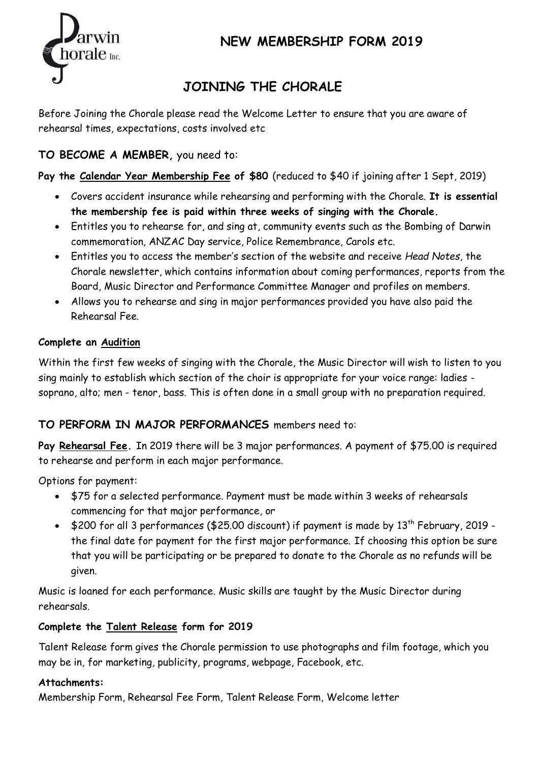# NEW MEMBERSHIP FORM 2019

## JOINING THE CHORALE

Before Joining the Chorale please read the Welcome Letter to ensure that you are aware of rehearsal times, expectations, costs involved etc

### TO BECOME A MEMBER, you need to:

**Pay the Calendar Year Membership Fee of $80** (reduced to $40 if joining after 1 Sept, 2019)

- Covers accident insurance while rehearsing and performing with the Chorale. **It is essential the membership fee is paid within three weeks of singing with the Chorale.**
- Entitles you to rehearse for, and sing at, community events such as the Bombing of Darwin commemoration, ANZAC Day service, Police Remembrance, Carols etc.
- Entitles you to access the member's section of the website and receive *Head Notes*, the Chorale newsletter, which contains information about coming performances, reports from the Board, Music Director and Performance Committee Manager and profiles on members.
- Allows you to rehearse and sing in major performances provided you have also paid the Rehearsal Fee.

**Complete an Audition**

Within the first few weeks of singing with the Chorale, the Music Director will wish to listen to you sing mainly to establish which section of the choir is appropriate for your voice range: ladies - soprano, alto; men - tenor, bass. This is often done in a small group with no preparation required.

### TO PERFORM IN MAJOR PERFORMANCES members need to:

**Pay Rehearsal Fee.** In 2019 there will be 3 major performances. A payment of $75.00 is required to rehearse and perform in each major performance.

Options for payment:

- $75 for a selected performance. Payment must be made within 3 weeks of rehearsals commencing for that major performance, or
- $200 for all 3 performances ($25.00 discount) if payment is made by 13th February, 2019 - the final date for payment for the first major performance. If choosing this option be sure that you will be participating or be prepared to donate to the Chorale as no refunds will be given.

Music is loaned for each performance. Music skills are taught by the Music Director during rehearsals.

**Complete the Talent Release form for 2019**

Talent Release form gives the Chorale permission to use photographs and film footage, which you may be in, for marketing, publicity, programs, webpage, Facebook, etc.

**Attachments:**
Membership Form, Rehearsal Fee Form, Talent Release Form, Welcome letter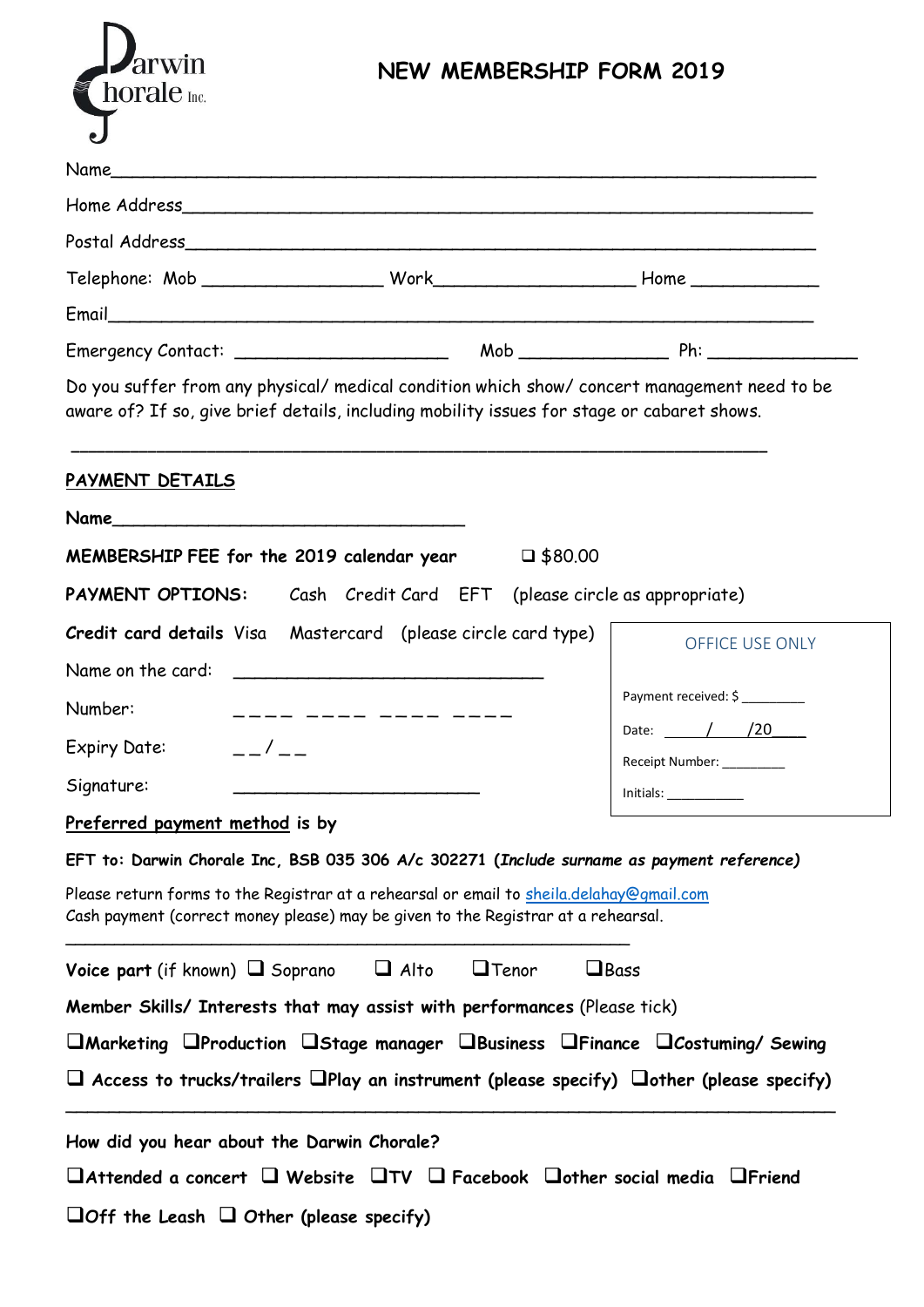Darwin Chorale Inc.

# NEW MEMBERSHIP FORM 2019

Name_______________________________________________________________

Home Address________________________________________________________

Postal Address_______________________________________________________

Telephone: Mob _________________ Work___________________ Home ____________

Email_______________________________________________________________

Emergency Contact: ____________________ Mob ______________ Ph: ______________

Do you suffer from any physical/ medical condition which show/ concert management need to be aware of? If so, give brief details, including mobility issues for stage or cabaret shows.

_________________________________________________________________

## PAYMENT DETAILS

**Name**__________________________________

**MEMBERSHIP FEE for the 2019 calendar year** ❑ $80.00

**PAYMENT OPTIONS:** Cash Credit Card EFT (please circle as appropriate)

**Credit card details** Visa Mastercard (please circle card type)

Name on the card: ____________________________

Number: ____ ____ ____ ____

Expiry Date: __/__

Signature: ________________________

OFFICE USE ONLY

Payment received: $ ________

Date: ____/____/20____

Receipt Number: ________

Initials: __________

**Preferred payment method is by**

**EFT to: Darwin Chorale Inc, BSB 035 306 A/c 302271 (*Include surname as payment reference*)**

Please return forms to the Registrar at a rehearsal or email to sheila.delahay@gmail.com
Cash payment (correct money please) may be given to the Registrar at a rehearsal.

_____________________________________________________

**Voice part** (if known) ❑ Soprano ❑ Alto ❑ Tenor ❑ Bass

**Member Skills/ Interests that may assist with performances** (Please tick)

❑ **Marketing** ❑ **Production** ❑ **Stage manager** ❑ **Business** ❑ **Finance** ❑ **Costuming/ Sewing**

❑ **Access to trucks/trailers** ❑ **Play an instrument (please specify)** ❑ **other (please specify)**

_________________________________________________________________

**How did you hear about the Darwin Chorale?**

❑ **Attended a concert** ❑ **Website** ❑ **TV** ❑ **Facebook** ❑ **other social media** ❑ **Friend**

❑ **Off the Leash** ❑ **Other (please specify)**